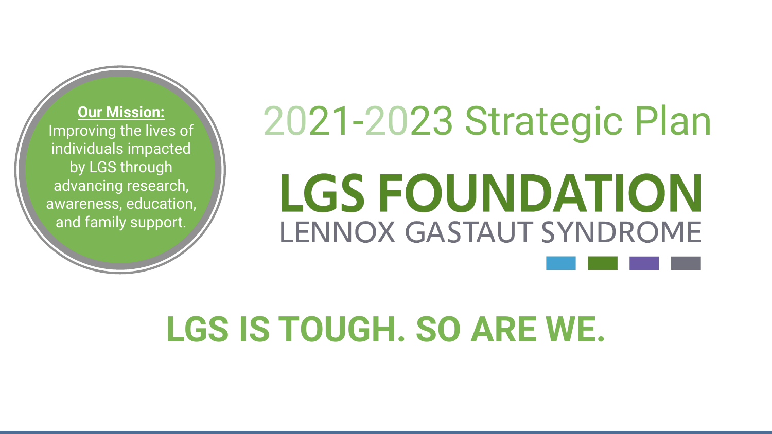**Our Mission:**
Improving the lives of individuals impacted by LGS through advancing research, awareness, education, and family support.

# 2021-2023 Strategic Plan

# LGS FOUNDATION

LENNOX GASTAUT SYNDROME

## LGS IS TOUGH. SO ARE WE.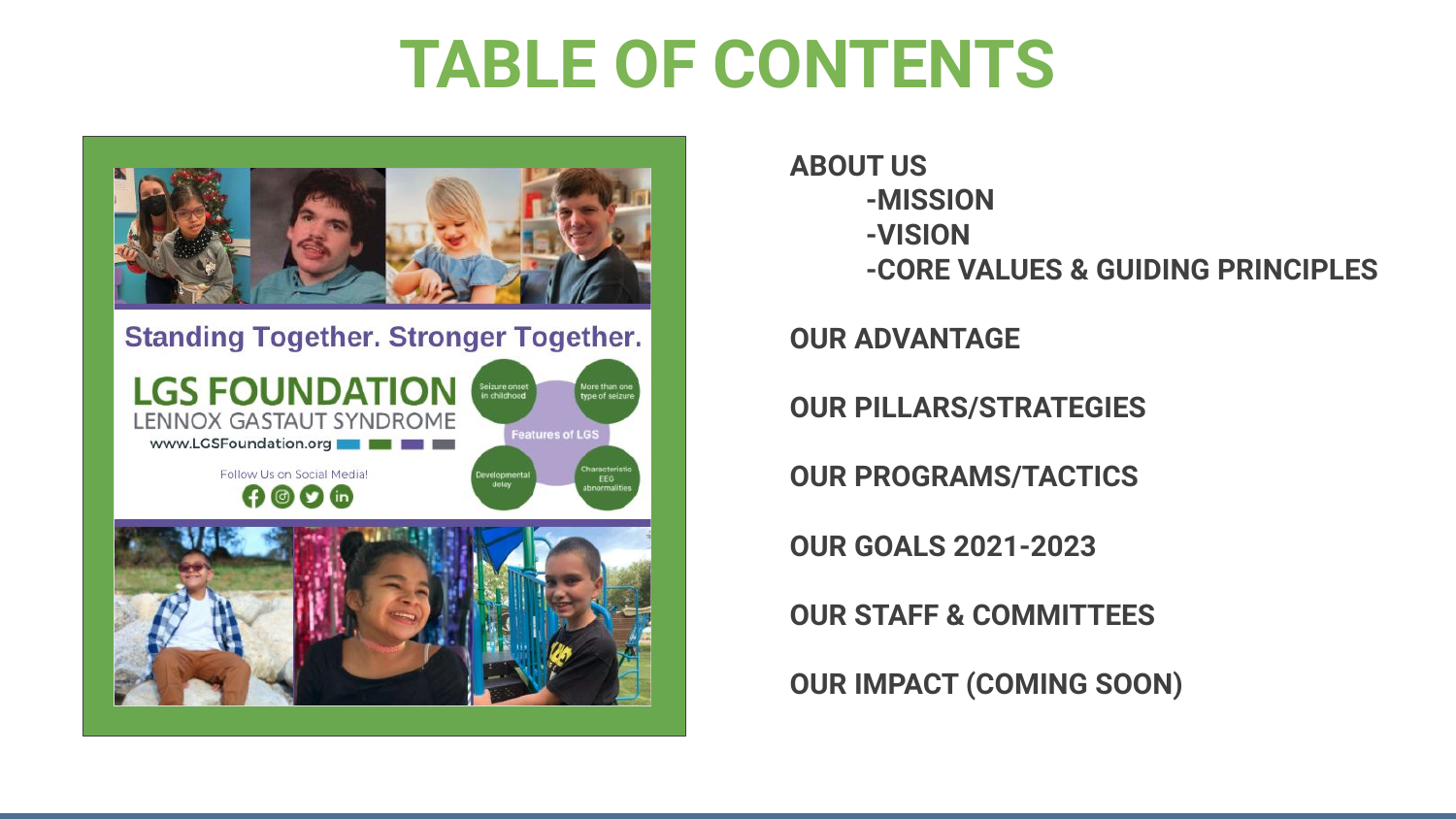# TABLE OF CONTENTS

Standing Together. Stronger Together.

LGS FOUNDATION
LENNOX GASTAUT SYNDROME
www.LGSFoundation.org

Follow Us on Social Media!

Features of LGS: Seizure onset in childhood; More than one type of seizure; Developmental delay; Characteristic EEG abnormalities

**ABOUT US**
- -MISSION
- -VISION
- -CORE VALUES & GUIDING PRINCIPLES

**OUR ADVANTAGE**

**OUR PILLARS/STRATEGIES**

**OUR PROGRAMS/TACTICS**

**OUR GOALS 2021-2023**

**OUR STAFF & COMMITTEES**

**OUR IMPACT (COMING SOON)**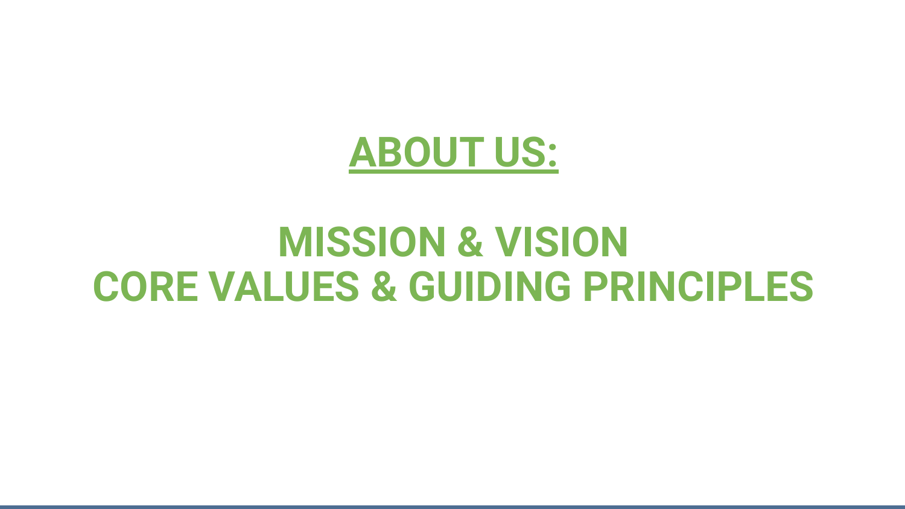# ABOUT US:

## MISSION & VISION
## CORE VALUES & GUIDING PRINCIPLES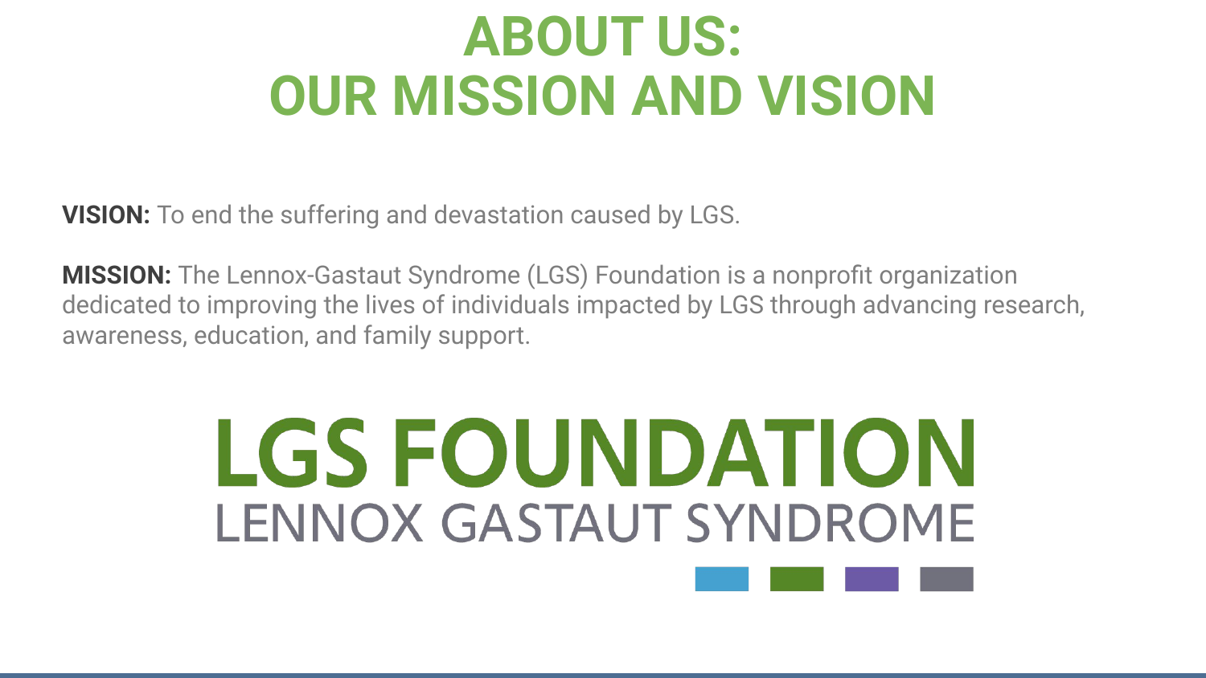# ABOUT US: OUR MISSION AND VISION

**VISION:** To end the suffering and devastation caused by LGS.

**MISSION:** The Lennox-Gastaut Syndrome (LGS) Foundation is a nonprofit organization dedicated to improving the lives of individuals impacted by LGS through advancing research, awareness, education, and family support.

LGS FOUNDATION
LENNOX GASTAUT SYNDROME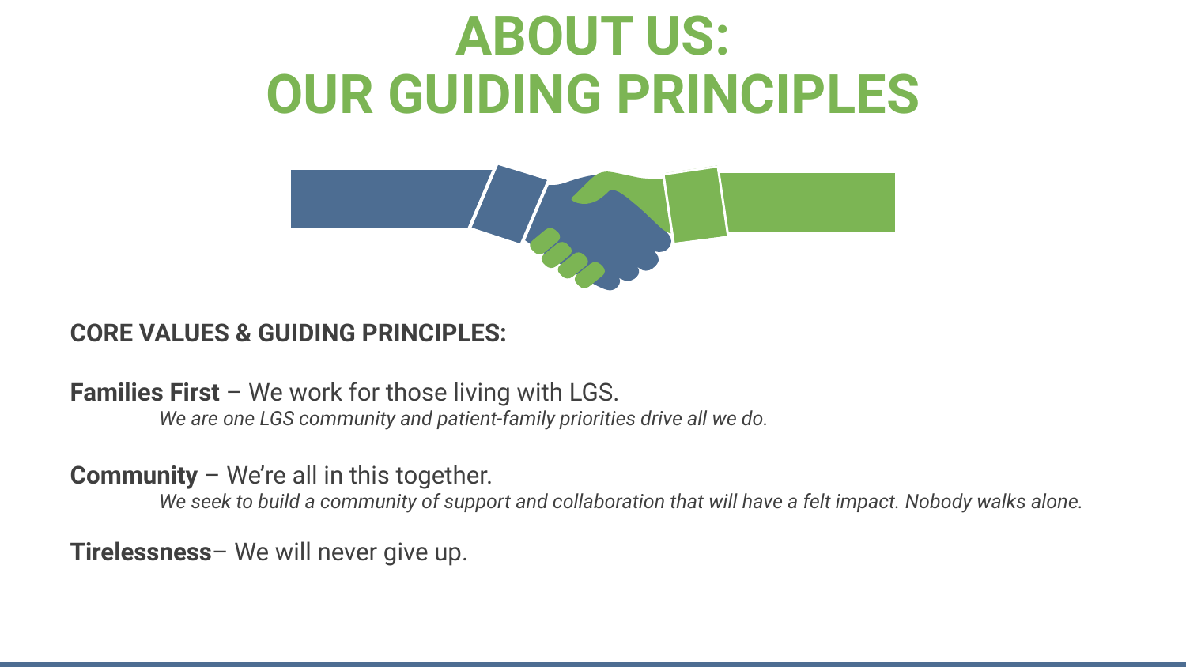# ABOUT US:
# OUR GUIDING PRINCIPLES

**CORE VALUES & GUIDING PRINCIPLES:**

**Families First** – We work for those living with LGS.
*We are one LGS community and patient-family priorities drive all we do.*

**Community** – We're all in this together.
*We seek to build a community of support and collaboration that will have a felt impact. Nobody walks alone.*

**Tirelessness**– We will never give up.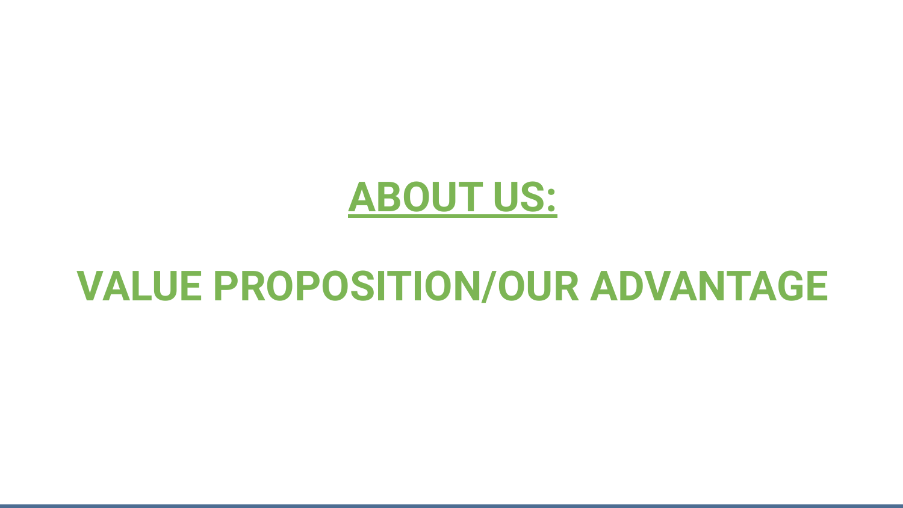# ABOUT US:

# VALUE PROPOSITION/OUR ADVANTAGE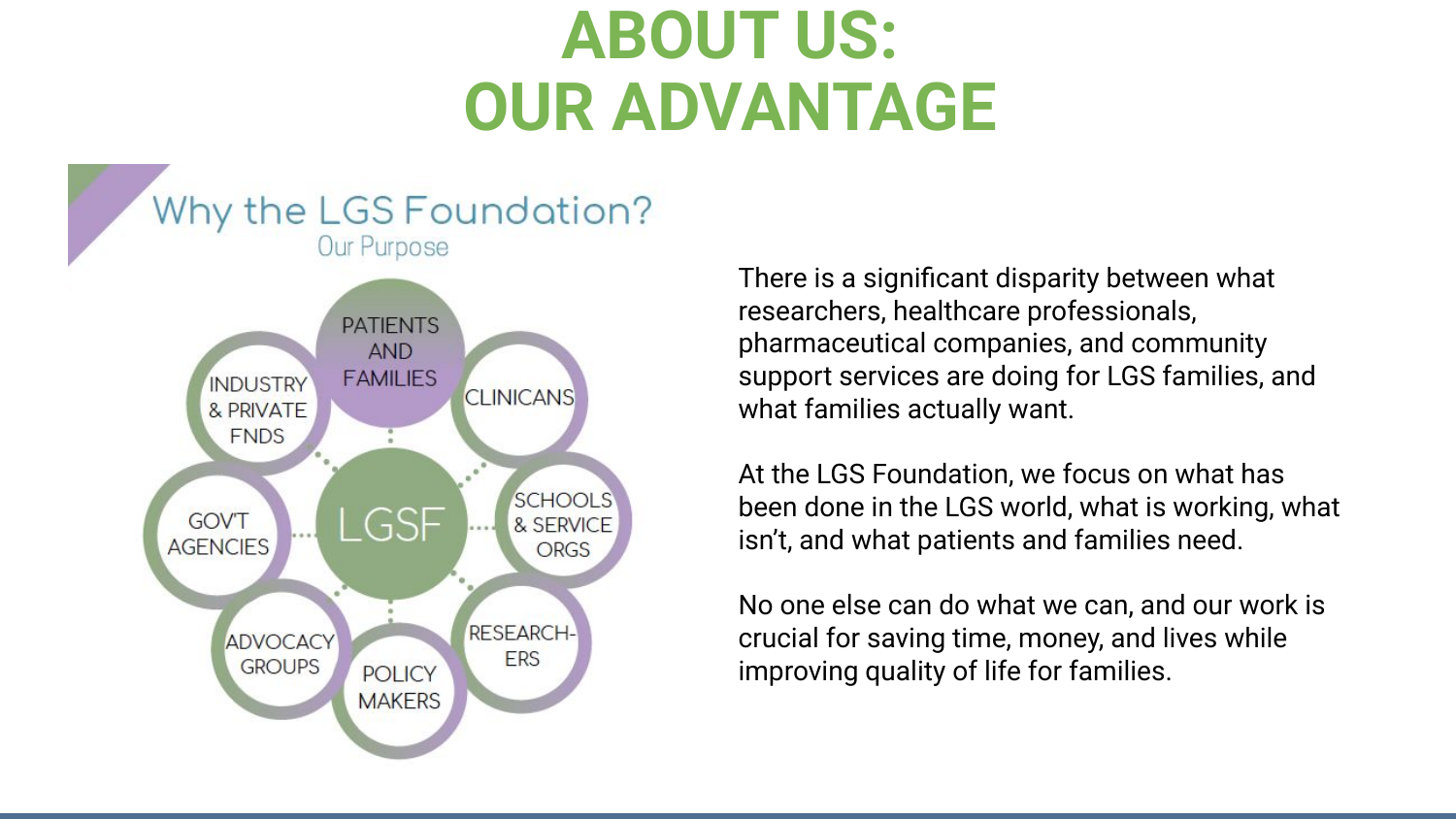# ABOUT US: OUR ADVANTAGE

## Why the LGS Foundation?

Our Purpose

- PATIENTS AND FAMILIES
- CLINICANS
- SCHOOLS & SERVICE ORGS
- RESEARCHERS
- POLICY MAKERS
- ADVOCACY GROUPS
- GOV'T AGENCIES
- INDUSTRY & PRIVATE FNDS

LGSF

There is a significant disparity between what researchers, healthcare professionals, pharmaceutical companies, and community support services are doing for LGS families, and what families actually want.

At the LGS Foundation, we focus on what has been done in the LGS world, what is working, what isn't, and what patients and families need.

No one else can do what we can, and our work is crucial for saving time, money, and lives while improving quality of life for families.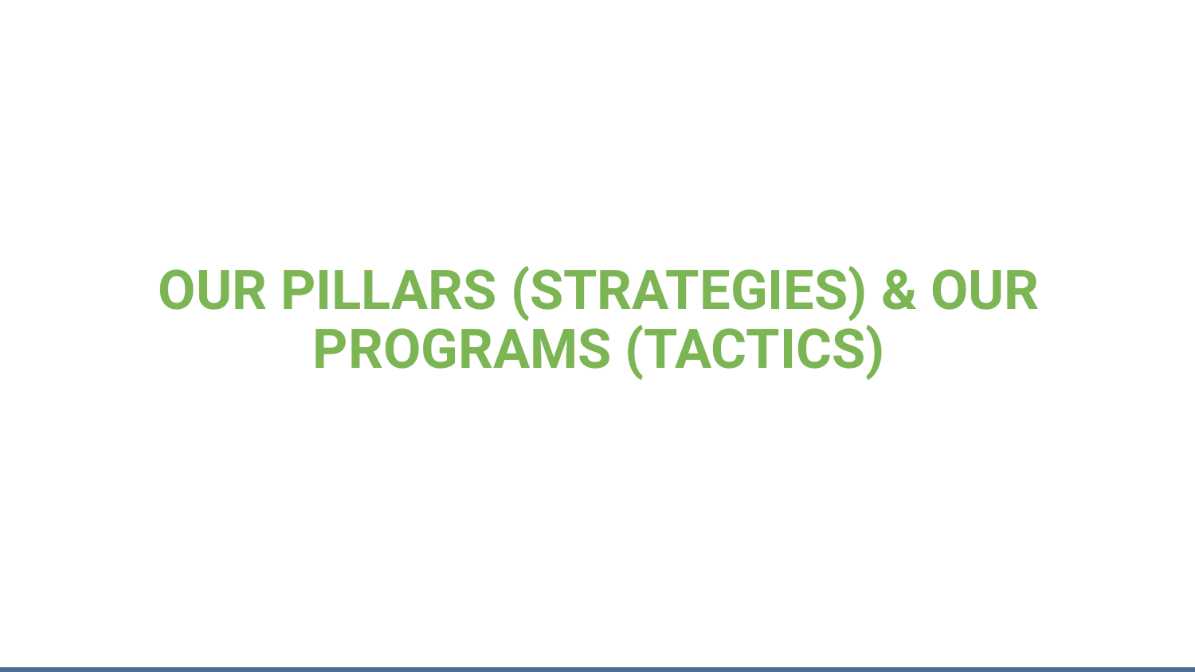# OUR PILLARS (STRATEGIES) & OUR PROGRAMS (TACTICS)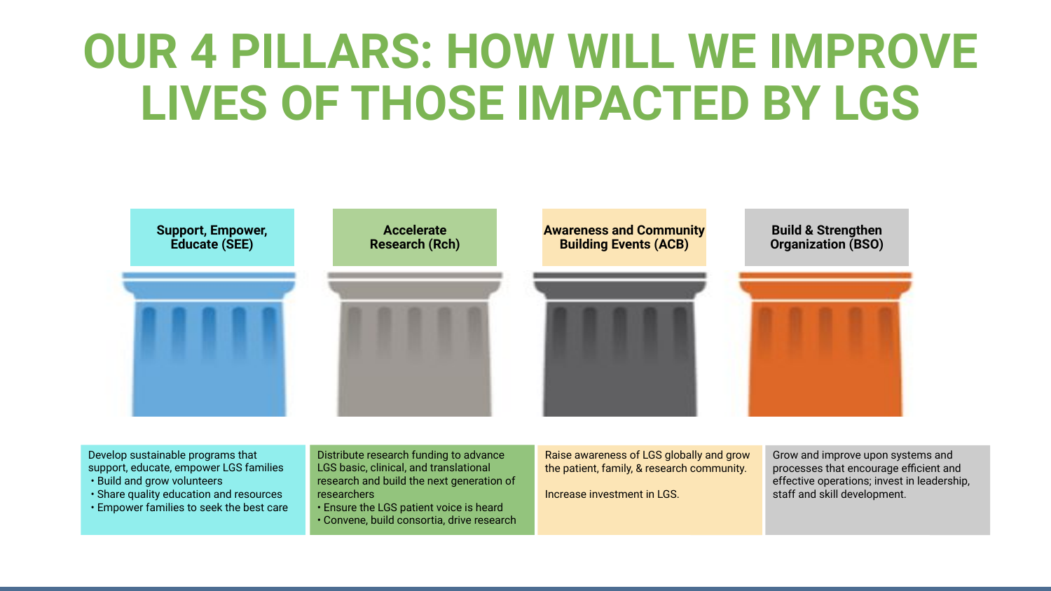# OUR 4 PILLARS: HOW WILL WE IMPROVE LIVES OF THOSE IMPACTED BY LGS

## Support, Empower, Educate (SEE)

Develop sustainable programs that support, educate, empower LGS families

- Build and grow volunteers
- Share quality education and resources
- Empower families to seek the best care

## Accelerate Research (Rch)

Distribute research funding to advance LGS basic, clinical, and translational research and build the next generation of researchers

- Ensure the LGS patient voice is heard
- Convene, build consortia, drive research

## Awareness and Community Building Events (ACB)

Raise awareness of LGS globally and grow the patient, family, & research community.

Increase investment in LGS.

## Build & Strengthen Organization (BSO)

Grow and improve upon systems and processes that encourage efficient and effective operations; invest in leadership, staff and skill development.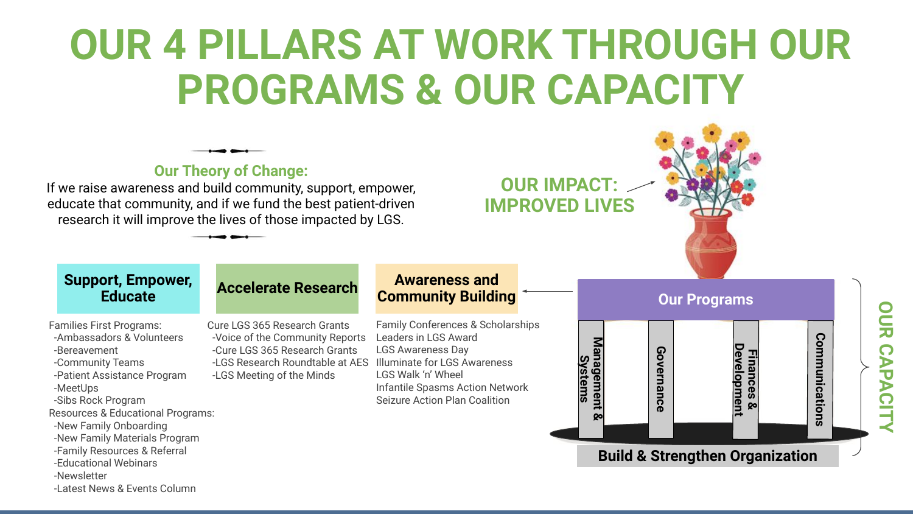# OUR 4 PILLARS AT WORK THROUGH OUR PROGRAMS & OUR CAPACITY

### Our Theory of Change:

If we raise awareness and build community, support, empower, educate that community, and if we fund the best patient-driven research it will improve the lives of those impacted by LGS.

## OUR IMPACT: IMPROVED LIVES

### Support, Empower, Educate

Families First Programs:
- Ambassadors & Volunteers
- Bereavement
- Community Teams
- Patient Assistance Program
- MeetUps
- Sibs Rock Program

Resources & Educational Programs:
- New Family Onboarding
- New Family Materials Program
- Family Resources & Referral
- Educational Webinars
- Newsletter
- Latest News & Events Column

### Accelerate Research

Cure LGS 365 Research Grants
- Voice of the Community Reports
- Cure LGS 365 Research Grants
- LGS Research Roundtable at AES
- LGS Meeting of the Minds

### Awareness and Community Building

- Family Conferences & Scholarships
- Leaders in LGS Award
- LGS Awareness Day
- Illuminate for LGS Awareness
- LGS Walk 'n' Wheel
- Infantile Spasms Action Network
- Seizure Action Plan Coalition

## OUR CAPACITY

**Our Programs**

- Management & Systems
- Governance
- Finances & Development
- Communications

**Build & Strengthen Organization**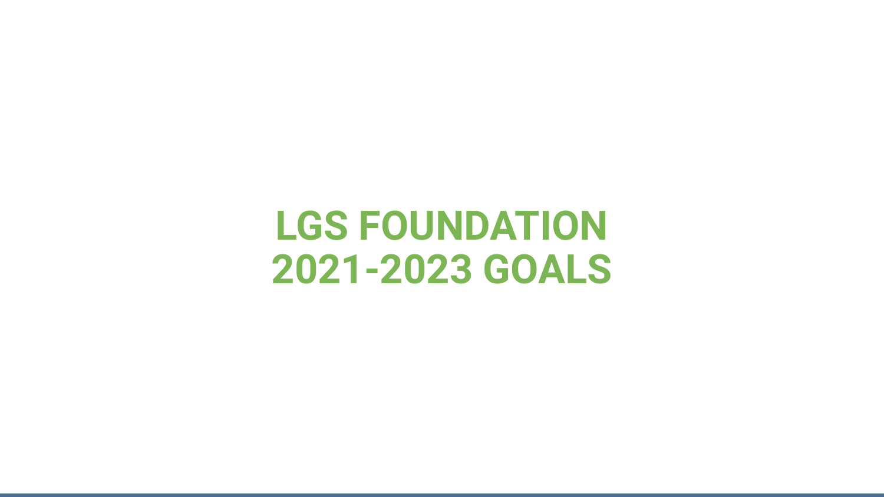# LGS FOUNDATION 2021-2023 GOALS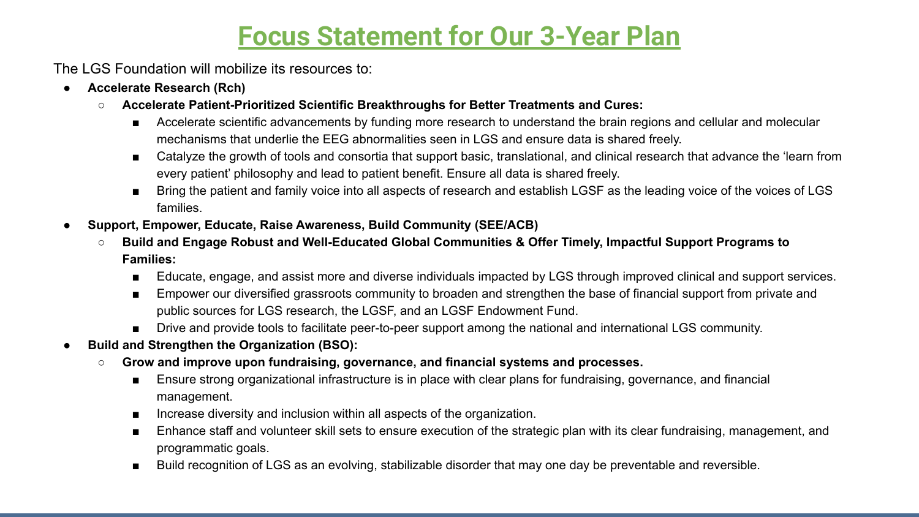# Focus Statement for Our 3-Year Plan

The LGS Foundation will mobilize its resources to:

- **Accelerate Research (Rch)**
  - **Accelerate Patient-Prioritized Scientific Breakthroughs for Better Treatments and Cures:**
    - Accelerate scientific advancements by funding more research to understand the brain regions and cellular and molecular mechanisms that underlie the EEG abnormalities seen in LGS and ensure data is shared freely.
    - Catalyze the growth of tools and consortia that support basic, translational, and clinical research that advance the 'learn from every patient' philosophy and lead to patient benefit. Ensure all data is shared freely.
    - Bring the patient and family voice into all aspects of research and establish LGSF as the leading voice of the voices of LGS families.
- **Support, Empower, Educate, Raise Awareness, Build Community (SEE/ACB)**
  - **Build and Engage Robust and Well-Educated Global Communities & Offer Timely, Impactful Support Programs to Families:**
    - Educate, engage, and assist more and diverse individuals impacted by LGS through improved clinical and support services.
    - Empower our diversified grassroots community to broaden and strengthen the base of financial support from private and public sources for LGS research, the LGSF, and an LGSF Endowment Fund.
    - Drive and provide tools to facilitate peer-to-peer support among the national and international LGS community.
- **Build and Strengthen the Organization (BSO):**
  - **Grow and improve upon fundraising, governance, and financial systems and processes.**
    - Ensure strong organizational infrastructure is in place with clear plans for fundraising, governance, and financial management.
    - Increase diversity and inclusion within all aspects of the organization.
    - Enhance staff and volunteer skill sets to ensure execution of the strategic plan with its clear fundraising, management, and programmatic goals.
    - Build recognition of LGS as an evolving, stabilizable disorder that may one day be preventable and reversible.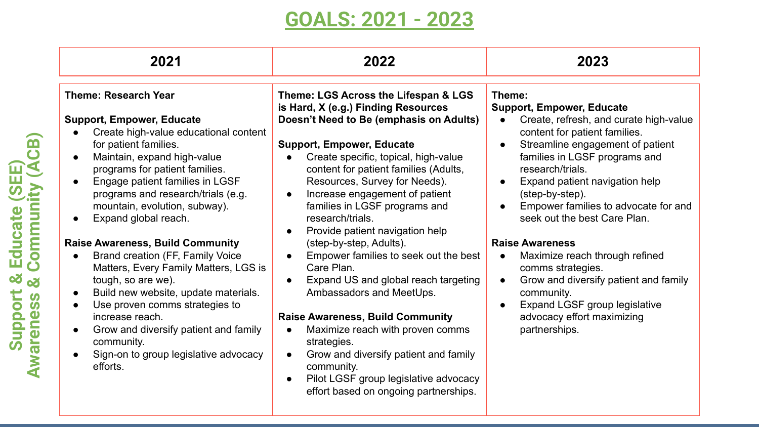# GOALS: 2021 - 2023

**Support & Educate (SEE)**
**Awareness & Community (ACB)**

| 2021 | 2022 | 2023 |
| --- | --- | --- |
| **Theme: Research Year**<br><br>**Support, Empower, Educate**<br>• Create high-value educational content for patient families.<br>• Maintain, expand high-value programs for patient families.<br>• Engage patient families in LGSF programs and research/trials (e.g. mountain, evolution, subway).<br>• Expand global reach.<br><br>**Raise Awareness, Build Community**<br>• Brand creation (FF, Family Voice Matters, Every Family Matters, LGS is tough, so are we).<br>• Build new website, update materials.<br>• Use proven comms strategies to increase reach.<br>• Grow and diversify patient and family community.<br>• Sign-on to group legislative advocacy efforts. | **Theme: LGS Across the Lifespan & LGS is Hard, X (e.g.) Finding Resources Doesn't Need to Be (emphasis on Adults)**<br><br>**Support, Empower, Educate**<br>• Create specific, topical, high-value content for patient families (Adults, Resources, Survey for Needs).<br>• Increase engagement of patient families in LGSF programs and research/trials.<br>• Provide patient navigation help (step-by-step, Adults).<br>• Empower families to seek out the best Care Plan.<br>• Expand US and global reach targeting Ambassadors and MeetUps.<br><br>**Raise Awareness, Build Community**<br>• Maximize reach with proven comms strategies.<br>• Grow and diversify patient and family community.<br>• Pilot LGSF group legislative advocacy effort based on ongoing partnerships. | **Theme:**<br>**Support, Empower, Educate**<br>• Create, refresh, and curate high-value content for patient families.<br>• Streamline engagement of patient families in LGSF programs and research/trials.<br>• Expand patient navigation help (step-by-step).<br>• Empower families to advocate for and seek out the best Care Plan.<br><br>**Raise Awareness**<br>• Maximize reach through refined comms strategies.<br>• Grow and diversify patient and family community.<br>• Expand LGSF group legislative advocacy effort maximizing partnerships. |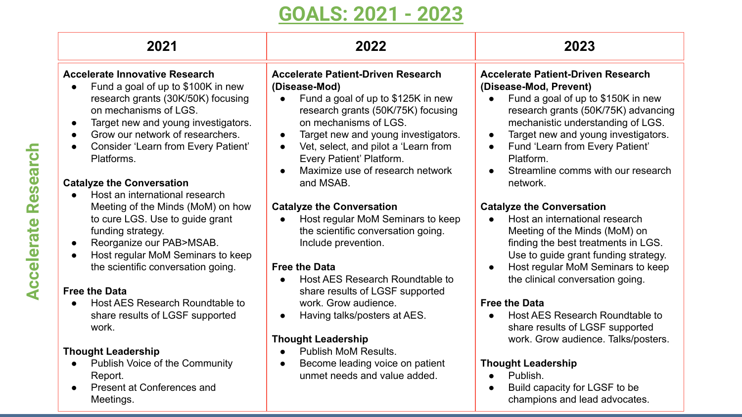# GOALS: 2021 - 2023

**Accelerate Research**

| 2021 | 2022 | 2023 |
|---|---|---|
| **Accelerate Innovative Research**<br>• Fund a goal of up to $100K in new research grants (30K/50K) focusing on mechanisms of LGS.<br>• Target new and young investigators.<br>• Grow our network of researchers.<br>• Consider 'Learn from Every Patient' Platforms.<br><br>**Catalyze the Conversation**<br>• Host an international research Meeting of the Minds (MoM) on how to cure LGS. Use to guide grant funding strategy.<br>• Reorganize our PAB>MSAB.<br>• Host regular MoM Seminars to keep the scientific conversation going.<br><br>**Free the Data**<br>• Host AES Research Roundtable to share results of LGSF supported work.<br><br>**Thought Leadership**<br>• Publish Voice of the Community Report.<br>• Present at Conferences and Meetings. | **Accelerate Patient-Driven Research (Disease-Mod)**<br>• Fund a goal of up to $125K in new research grants (50K/75K) focusing on mechanisms of LGS.<br>• Target new and young investigators.<br>• Vet, select, and pilot a 'Learn from Every Patient' Platform.<br>• Maximize use of research network and MSAB.<br><br>**Catalyze the Conversation**<br>• Host regular MoM Seminars to keep the scientific conversation going. Include prevention.<br><br>**Free the Data**<br>• Host AES Research Roundtable to share results of LGSF supported work. Grow audience.<br>• Having talks/posters at AES.<br><br>**Thought Leadership**<br>• Publish MoM Results.<br>• Become leading voice on patient unmet needs and value added. | **Accelerate Patient-Driven Research (Disease-Mod, Prevent)**<br>• Fund a goal of up to $150K in new research grants (50K/75K) advancing mechanistic understanding of LGS.<br>• Target new and young investigators.<br>• Fund 'Learn from Every Patient' Platform.<br>• Streamline comms with our research network.<br><br>**Catalyze the Conversation**<br>• Host an international research Meeting of the Minds (MoM) on finding the best treatments in LGS. Use to guide grant funding strategy.<br>• Host regular MoM Seminars to keep the clinical conversation going.<br><br>**Free the Data**<br>• Host AES Research Roundtable to share results of LGSF supported work. Grow audience. Talks/posters.<br><br>**Thought Leadership**<br>• Publish.<br>• Build capacity for LGSF to be champions and lead advocates. |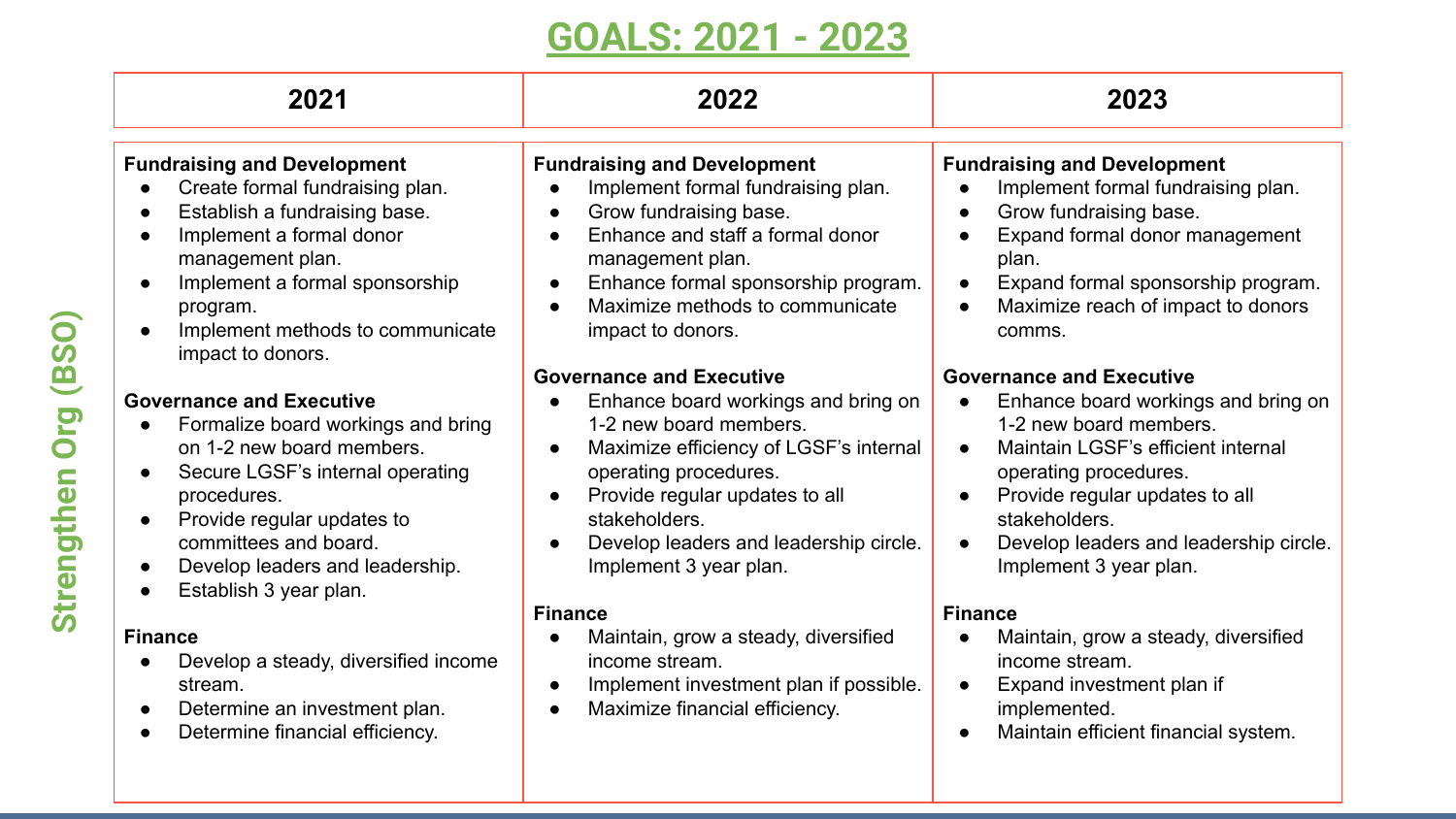# GOALS: 2021 - 2023

**Strengthen Org (BSO)**

| 2021 | 2022 | 2023 |
|---|---|---|
| **Fundraising and Development**<br>● Create formal fundraising plan.<br>● Establish a fundraising base.<br>● Implement a formal donor management plan.<br>● Implement a formal sponsorship program.<br>● Implement methods to communicate impact to donors.<br><br>**Governance and Executive**<br>● Formalize board workings and bring on 1-2 new board members.<br>● Secure LGSF's internal operating procedures.<br>● Provide regular updates to committees and board.<br>● Develop leaders and leadership.<br>● Establish 3 year plan.<br><br>**Finance**<br>● Develop a steady, diversified income stream.<br>● Determine an investment plan.<br>● Determine financial efficiency. | **Fundraising and Development**<br>● Implement formal fundraising plan.<br>● Grow fundraising base.<br>● Enhance and staff a formal donor management plan.<br>● Enhance formal sponsorship program.<br>● Maximize methods to communicate impact to donors.<br><br>**Governance and Executive**<br>● Enhance board workings and bring on 1-2 new board members.<br>● Maximize efficiency of LGSF's internal operating procedures.<br>● Provide regular updates to all stakeholders.<br>● Develop leaders and leadership circle. Implement 3 year plan.<br><br>**Finance**<br>● Maintain, grow a steady, diversified income stream.<br>● Implement investment plan if possible.<br>● Maximize financial efficiency. | **Fundraising and Development**<br>● Implement formal fundraising plan.<br>● Grow fundraising base.<br>● Expand formal donor management plan.<br>● Expand formal sponsorship program.<br>● Maximize reach of impact to donors comms.<br><br>**Governance and Executive**<br>● Enhance board workings and bring on 1-2 new board members.<br>● Maintain LGSF's efficient internal operating procedures.<br>● Provide regular updates to all stakeholders.<br>● Develop leaders and leadership circle. Implement 3 year plan.<br><br>**Finance**<br>● Maintain, grow a steady, diversified income stream.<br>● Expand investment plan if implemented.<br>● Maintain efficient financial system. |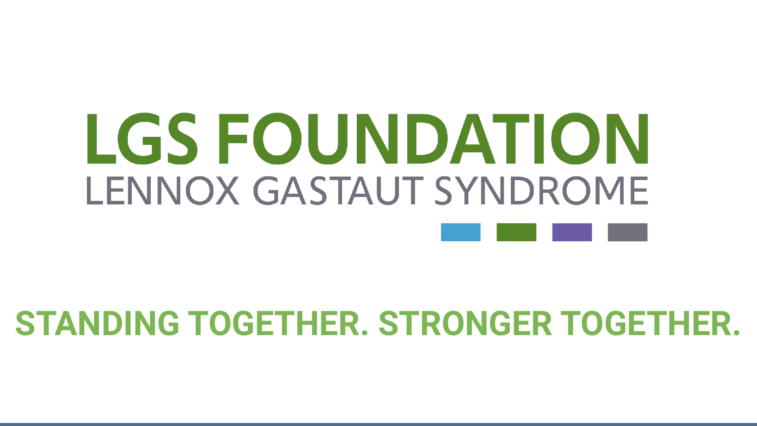# LGS FOUNDATION

LENNOX GASTAUT SYNDROME

**STANDING TOGETHER. STRONGER TOGETHER.**